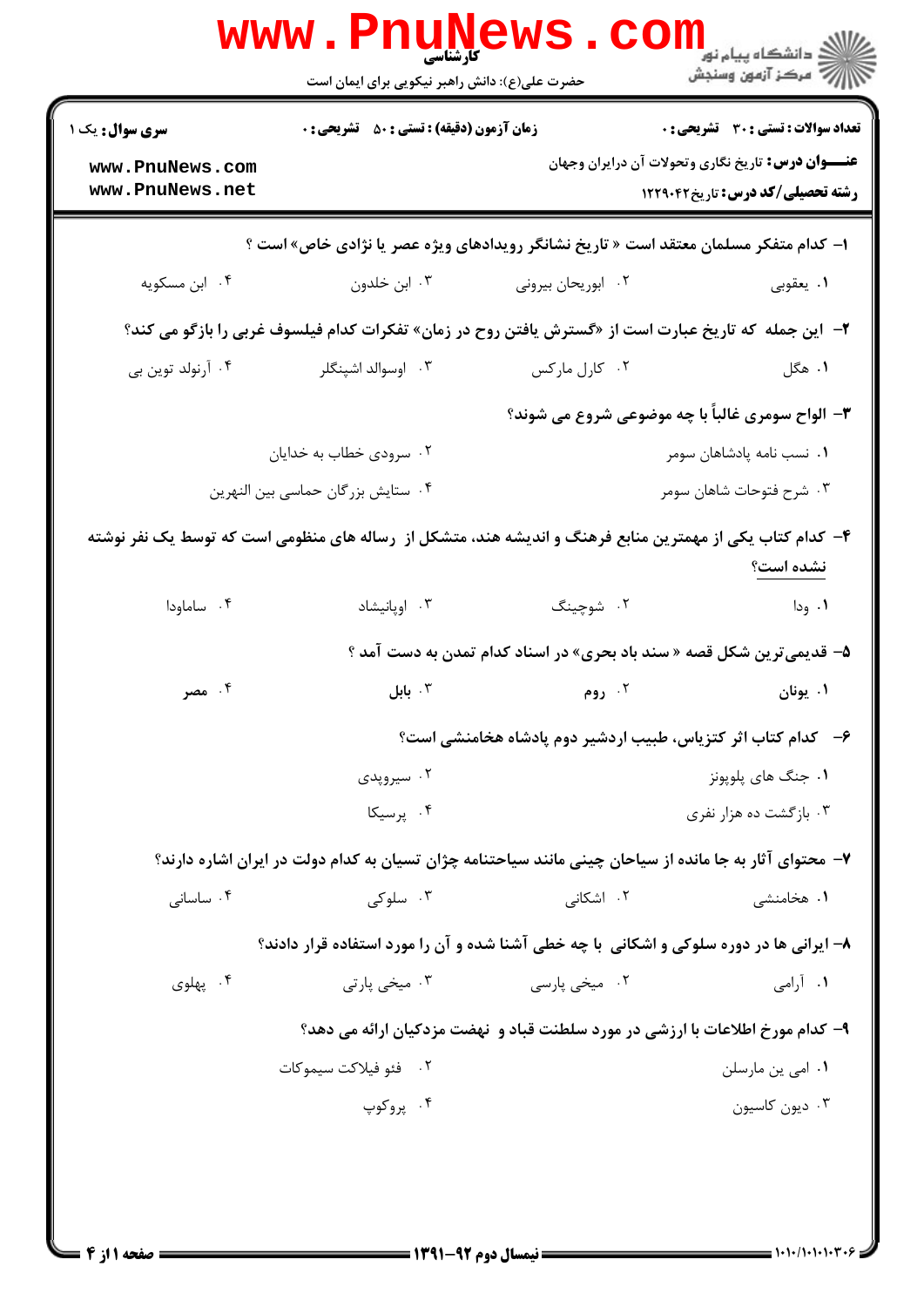کارشناسی

حضرت علی(ع): دانش راهبر نیکویی برای ایمان است

**سری سوال:** یک ۱

**زمان آزمون (دقیقه) : تستی : ۵۰ تشریحی : ۰**

**تعداد سوالات : تستی : ۳۰ تشریحی : ۰**

**عنوان درس:** تاریخ نگاری وتحولات آن درایران وجهان

**رشته تحصیلی/کد درس:** تاریخ۱۲۲۹۰۴۲

**۱-** کدام متفکر مسلمان معتقد است « تاریخ نشانگر رویدادهای ویژه عصر یا نژادی خاص» است ؟

۱. یعقوبی
۲. ابوریحان بیرونی
۳. ابن خلدون
۴. ابن مسکویه

**۲-** این جمله که تاریخ عبارت است از «گسترش یافتن روح در زمان» تفکرات کدام فیلسوف غربی را بازگو می کند؟

۱. هگل
۲. کارل مارکس
۳. اوسوالد اشپنگلر
۴. آرنولد توین بی

**۳-** الواح سومری غالباً با چه موضوعی شروع می شوند؟

۱. نسب نامه پادشاهان سومر
۲. سرودی خطاب به خدایان
۳. شرح فتوحات شاهان سومر
۴. ستایش بزرگان حماسی بین النهرین

**۴-** کدام کتاب یکی از مهمترین منابع فرهنگ و اندیشه هند، متشکل از رساله های منظومی است که توسط یک نفر نوشته نشده است؟

۱. ودا
۲. شوچینگ
۳. اوپانیشاد
۴. ساماودا

**۵-** قدیمی‌ترین شکل قصه « سند باد بحری» در اسناد کدام تمدن به دست آمد ؟

۱. یونان
۲. روم
۳. بابل
۴. مصر

**۶-** کدام کتاب اثر کتزیاس، طبیب اردشیر دوم پادشاه هخامنشی است؟

۱. جنگ های پلوپونز
۲. سیروپدی
۳. بازگشت ده هزار نفری
۴. پرسیکا

**۷-** محتوای آثار به جا مانده از سیاحان چینی مانند سیاحتنامه چژان تسیان به کدام دولت در ایران اشاره دارند؟

۱. هخامنشی
۲. اشکانی
۳. سلوکی
۴. ساسانی

**۸-** ایرانی ها در دوره سلوکی و اشکانی با چه خطی آشنا شده و آن را مورد استفاده قرار دادند؟

۱. آرامی
۲. میخی پارسی
۳. میخی پارتی
۴. پهلوی

**۹-** کدام مورخ اطلاعات با ارزشی در مورد سلطنت قباد و نهضت مزدکیان ارائه می دهد؟

۱. امی ین مارسلن
۲. فئو فیلاکت سیموکات
۳. دیون کاسیون
۴. پروکوپ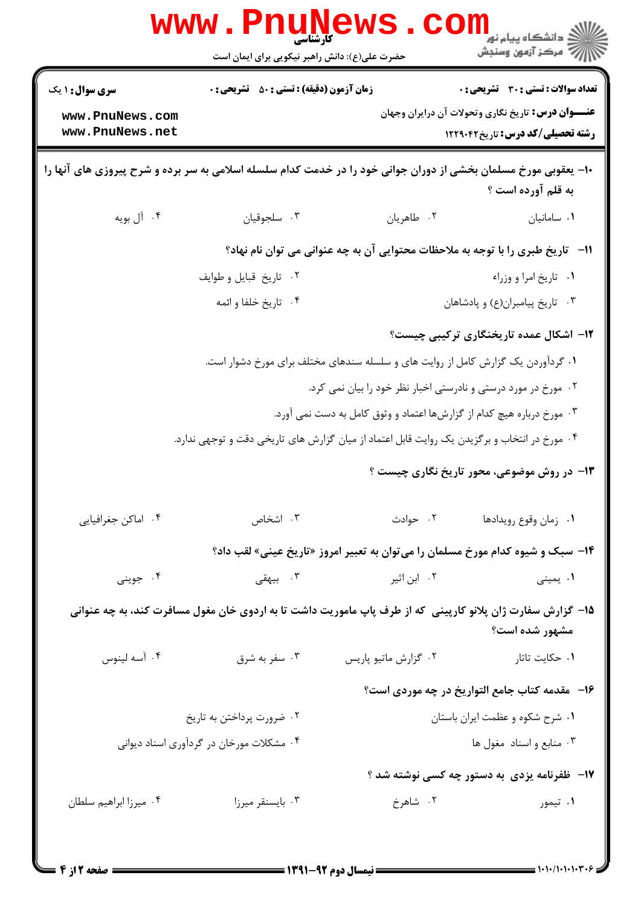**تعداد سوالات : تستی : ۳۰ تشریحی : ۰** | **زمان آزمون (دقیقه) : تستی : ۵۰ تشریحی : ۰** | **سری سوال : ۱ یک**

**عنـــوان درس:** تاریخ نگاری وتحولات آن درایران وجهان

**رشته تحصیلی/کد درس:** تاریخ۱۲۲۹۰۴۲

**۱۰- یعقوبی مورخ مسلمان بخشی از دوران جوانی خود را در خدمت کدام سلسله اسلامی به سر برده و شرح پیروزی های آنها را به قلم آورده است ؟**

۱. سامانیان
۲. طاهریان
۳. سلجوقیان
۴. آل بویه

**۱۱- تاریخ طبری را با توجه به ملاحظات محتوایی آن به چه عنوانی می توان نام نهاد؟**

۱. تاریخ امرا و وزراء
۲. تاریخ قبایل و طوایف
۳. تاریخ پیامبران(ع) و پادشاهان
۴. تاریخ خلفا و ائمه

**۱۲- اشکال عمده تاریخنگاری ترکیبی چیست؟**

۱. گردآوردن یک گزارش کامل از روایت های و سلسله سندهای مختلف برای مورخ دشوار است.
۲. مورخ در مورد درستی و نادرستی اخبار نظر خود را بیان نمی کرد.
۳. مورخ درباره هیچ کدام از گزارش‌ها اعتماد و وثوق کامل به دست نمی آورد.
۴. مورخ در انتخاب و برگزیدن یک روایت قابل اعتماد از میان گزارش های تاریخی دقت و توجهی ندارد.

**۱۳- در روش موضوعی، محور تاریخ نگاری چیست ؟**

۱. زمان وقوع رویدادها
۲. حوادث
۳. اشخاص
۴. اماکن جغرافیایی

**۱۴- سبک و شیوه کدام مورخ مسلمان را می‌توان به تعبیر امروز «تاریخ عینی» لقب داد؟**

۱. یمینی
۲. ابن اثیر
۳. بیهقی
۴. جوینی

**۱۵- گزارش سفارت ژان پلانو کارپینی که از طرف پاپ ماموریت داشت تا به اردوی خان مغول مسافرت کند، به چه عنوانی مشهور شده است؟**

۱. حکایت تاتار
۲. گزارش ماتیو پاریس
۳. سفر به شرق
۴. آسه لینوس

**۱۶- مقدمه کتاب جامع التواریخ در چه موردی است؟**

۱. شرح شکوه و عظمت ایران باستان
۲. ضرورت پرداختن به تاریخ
۳. منابع و اسناد مغول ها
۴. مشکلات مورخان در گردآوری اسناد دیوانی

**۱۷- ظفرنامه یزدی به دستور چه کسی نوشته شد ؟**

۱. تیمور
۲. شاهرخ
۳. بایسنقر میرزا
۴. میرزا ابراهیم سلطان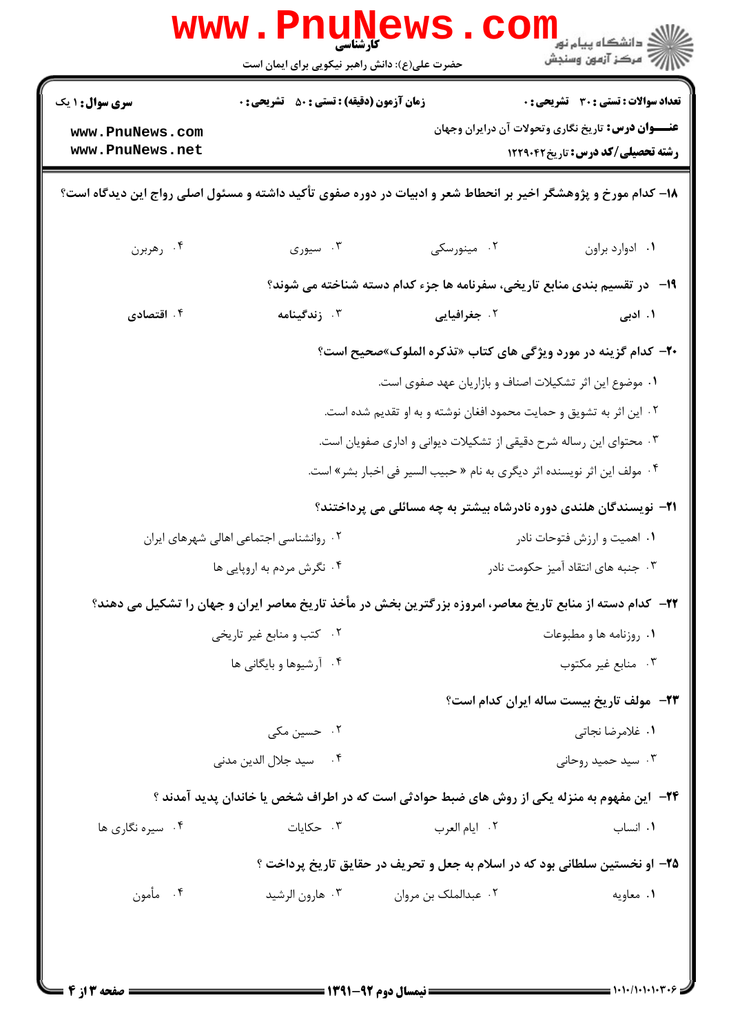**سری سوال:** ۱ یک | **زمان آزمون (دقیقه):** تستی: ۵۰ تشریحی: ۰ | **تعداد سوالات:** تستی: ۳۰ تشریحی: ۰

**عنوان درس:** تاریخ نگاری وتحولات آن درایران وجهان

**رشته تحصیلی/کد درس:** تاریخ ۱۲۲۹۰۴۲

۱۸- کدام مورخ و پژوهشگر اخیر بر انحطاط شعر و ادبیات در دوره صفوی تأکید داشته و مسئول اصلی رواج این دیدگاه است؟

۱. ادوارد براون
۲. مینورسکی
۳. سیوری
۴. رهربرن

۱۹- در تقسیم بندی منابع تاریخی، سفرنامه ها جزء کدام دسته شناخته می شوند؟

۱. ادبی
۲. جغرافیایی
۳. زندگینامه
۴. اقتصادی

۲۰- کدام گزینه در مورد ویژگی های کتاب «تذکره الملوک»صحیح است؟

۱. موضوع این اثر تشکیلات اصناف و بازاریان عهد صفوی است.
۲. این اثر به تشویق و حمایت محمود افغان نوشته و به او تقدیم شده است.
۳. محتوای این رساله شرح دقیقی از تشکیلات دیوانی و اداری صفویان است.
۴. مولف این اثر نویسنده اثر دیگری به نام « حبیب السیر فی اخبار بشر» است.

۲۱- نویسندگان هلندی دوره نادرشاه بیشتر به چه مسائلی می پرداختند؟

۱. اهمیت و ارزش فتوحات نادر
۲. روانشناسی اجتماعی اهالی شهرهای ایران
۳. جنبه های انتقاد آمیز حکومت نادر
۴. نگرش مردم به اروپایی ها

۲۲- کدام دسته از منابع تاریخ معاصر، امروزه بزرگترین بخش در مأخذ تاریخ معاصر ایران و جهان را تشکیل می دهند؟

۱. روزنامه ها و مطبوعات
۲. کتب و منابع غیر تاریخی
۳. منابع غیر مکتوب
۴. آرشیوها و بایگانی ها

۲۳- مولف تاریخ بیست ساله ایران کدام است؟

۱. غلامرضا نجاتی
۲. حسین مکی
۳. سید حمید روحانی
۴. سید جلال الدین مدنی

۲۴- این مفهوم به منزله یکی از روش های ضبط حوادثی است که در اطراف شخص یا خاندان پدید آمدند ؟

۱. انساب
۲. ایام العرب
۳. حکایات
۴. سیره نگاری ها

۲۵- او نخستین سلطانی بود که در اسلام به جعل و تحریف در حقایق تاریخ پرداخت ؟

۱. معاویه
۲. عبدالملک بن مروان
۳. هارون الرشید
۴. مأمون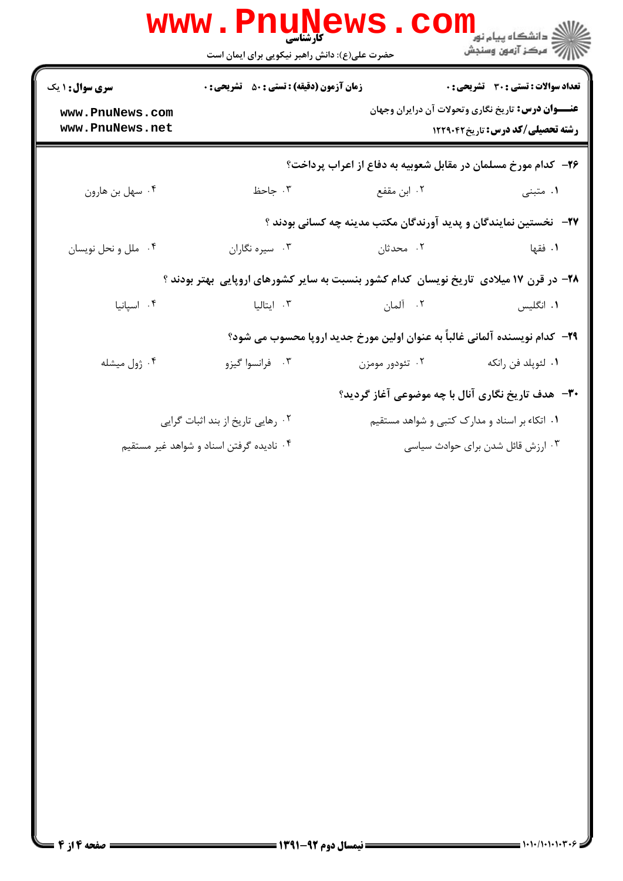۲۶- کدام مورخ مسلمان در مقابل شعوبیه به دفاع از اعراب پرداخت؟

۱. متبنی
۲. ابن مقفع
۳. جاحظ
۴. سهل بن هارون

۲۷- نخستین نمایندگان و پدید آورندگان مکتب مدینه چه کسانی بودند ؟

۱. فقها
۲. محدثان
۳. سیره نگاران
۴. ملل و نحل نویسان

۲۸- در قرن ۱۷ میلادی تاریخ نویسان کدام کشور بنسبت به سایر کشورهای اروپایی بهتر بودند ؟

۱. انگلیس
۲. آلمان
۳. ایتالیا
۴. اسپانیا

۲۹- کدام نویسنده آلمانی غالباً به عنوان اولین مورخ جدید اروپا محسوب می شود؟

۱. لئوپلد فن رانکه
۲. تئودور مومزن
۳. فرانسوا گیزو
۴. ژول میشله

۳۰- هدف تاریخ نگاری آنال با چه موضوعی آغاز گردید؟

۱. اتکاء بر اسناد و مدارک کتبی و شواهد مستقیم
۲. رهایی تاریخ از بند اثبات گرایی
۳. ارزش قائل شدن برای حوادث سیاسی
۴. نادیده گرفتن اسناد و شواهد غیر مستقیم